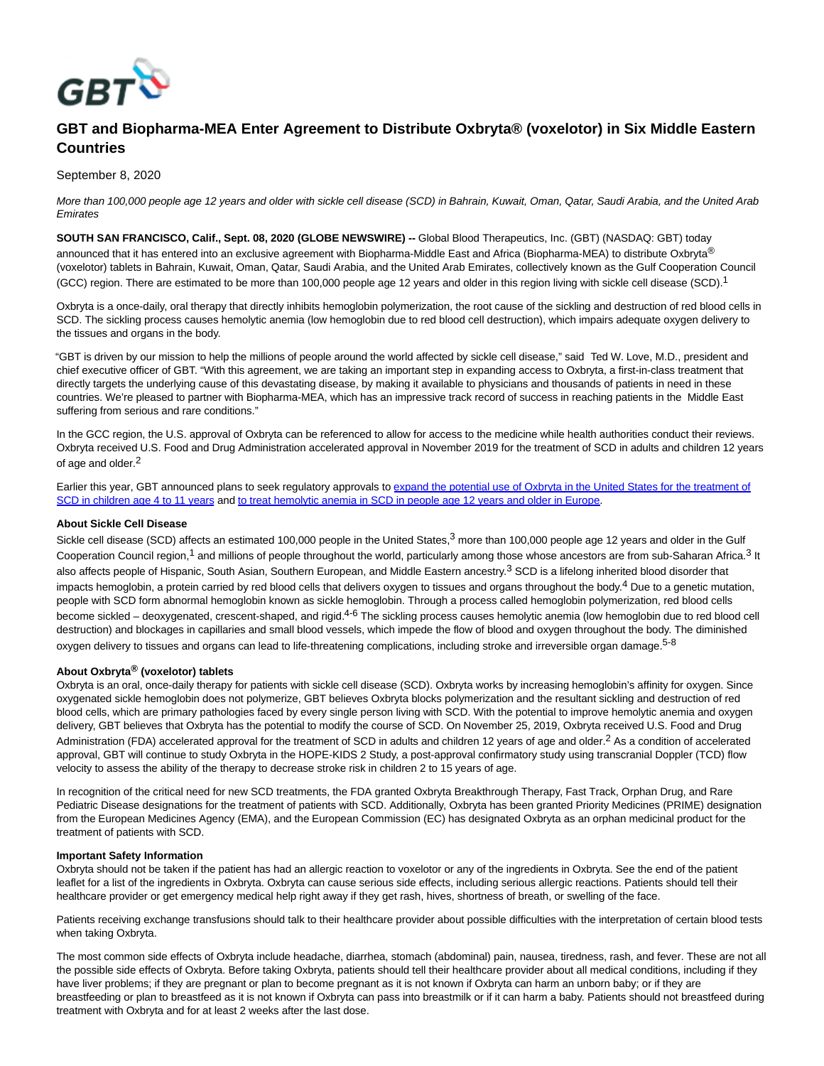# GBT and Biopharma-MEA Enter Agreement to Distribute Oxbryta® (voxelotor) in Six Middle Eastern Countries

September 8, 2020

*More than 100,000 people age 12 years and older with sickle cell disease (SCD) in Bahrain, Kuwait, Oman, Qatar, Saudi Arabia, and the United Arab Emirates*

**SOUTH SAN FRANCISCO, Calif., Sept. 08, 2020 (GLOBE NEWSWIRE) --** Global Blood Therapeutics, Inc. (GBT) (NASDAQ: GBT) today announced that it has entered into an exclusive agreement with Biopharma-Middle East and Africa (Biopharma-MEA) to distribute Oxbryta® (voxelotor) tablets in Bahrain, Kuwait, Oman, Qatar, Saudi Arabia, and the United Arab Emirates, collectively known as the Gulf Cooperation Council (GCC) region. There are estimated to be more than 100,000 people age 12 years and older in this region living with sickle cell disease (SCD).[1]

Oxbryta is a once-daily, oral therapy that directly inhibits hemoglobin polymerization, the root cause of the sickling and destruction of red blood cells in SCD. The sickling process causes hemolytic anemia (low hemoglobin due to red blood cell destruction), which impairs adequate oxygen delivery to the tissues and organs in the body.

"GBT is driven by our mission to help the millions of people around the world affected by sickle cell disease," said Ted W. Love, M.D., president and chief executive officer of GBT. "With this agreement, we are taking an important step in expanding access to Oxbryta, a first-in-class treatment that directly targets the underlying cause of this devastating disease, by making it available to physicians and thousands of patients in need in these countries. We're pleased to partner with Biopharma-MEA, which has an impressive track record of success in reaching patients in the Middle East suffering from serious and rare conditions."

In the GCC region, the U.S. approval of Oxbryta can be referenced to allow for access to the medicine while health authorities conduct their reviews. Oxbryta received U.S. Food and Drug Administration accelerated approval in November 2019 for the treatment of SCD in adults and children 12 years of age and older.[2]

Earlier this year, GBT announced plans to seek regulatory approvals to expand the potential use of Oxbryta in the United States for the treatment of SCD in children age 4 to 11 years and to treat hemolytic anemia in SCD in people age 12 years and older in Europe.

**About Sickle Cell Disease**

Sickle cell disease (SCD) affects an estimated 100,000 people in the United States,[3] more than 100,000 people age 12 years and older in the Gulf Cooperation Council region,[1] and millions of people throughout the world, particularly among those whose ancestors are from sub-Saharan Africa.[3] It also affects people of Hispanic, South Asian, Southern European, and Middle Eastern ancestry.[3] SCD is a lifelong inherited blood disorder that impacts hemoglobin, a protein carried by red blood cells that delivers oxygen to tissues and organs throughout the body.[4] Due to a genetic mutation, people with SCD form abnormal hemoglobin known as sickle hemoglobin. Through a process called hemoglobin polymerization, red blood cells become sickled – deoxygenated, crescent-shaped, and rigid.[4-6] The sickling process causes hemolytic anemia (low hemoglobin due to red blood cell destruction) and blockages in capillaries and small blood vessels, which impede the flow of blood and oxygen throughout the body. The diminished oxygen delivery to tissues and organs can lead to life-threatening complications, including stroke and irreversible organ damage.[5-8]

**About Oxbryta® (voxelotor) tablets**

Oxbryta is an oral, once-daily therapy for patients with sickle cell disease (SCD). Oxbryta works by increasing hemoglobin's affinity for oxygen. Since oxygenated sickle hemoglobin does not polymerize, GBT believes Oxbryta blocks polymerization and the resultant sickling and destruction of red blood cells, which are primary pathologies faced by every single person living with SCD. With the potential to improve hemolytic anemia and oxygen delivery, GBT believes that Oxbryta has the potential to modify the course of SCD. On November 25, 2019, Oxbryta received U.S. Food and Drug Administration (FDA) accelerated approval for the treatment of SCD in adults and children 12 years of age and older.[2] As a condition of accelerated approval, GBT will continue to study Oxbryta in the HOPE-KIDS 2 Study, a post-approval confirmatory study using transcranial Doppler (TCD) flow velocity to assess the ability of the therapy to decrease stroke risk in children 2 to 15 years of age.

In recognition of the critical need for new SCD treatments, the FDA granted Oxbryta Breakthrough Therapy, Fast Track, Orphan Drug, and Rare Pediatric Disease designations for the treatment of patients with SCD. Additionally, Oxbryta has been granted Priority Medicines (PRIME) designation from the European Medicines Agency (EMA), and the European Commission (EC) has designated Oxbryta as an orphan medicinal product for the treatment of patients with SCD.

**Important Safety Information**

Oxbryta should not be taken if the patient has had an allergic reaction to voxelotor or any of the ingredients in Oxbryta. See the end of the patient leaflet for a list of the ingredients in Oxbryta. Oxbryta can cause serious side effects, including serious allergic reactions. Patients should tell their healthcare provider or get emergency medical help right away if they get rash, hives, shortness of breath, or swelling of the face.

Patients receiving exchange transfusions should talk to their healthcare provider about possible difficulties with the interpretation of certain blood tests when taking Oxbryta.

The most common side effects of Oxbryta include headache, diarrhea, stomach (abdominal) pain, nausea, tiredness, rash, and fever. These are not all the possible side effects of Oxbryta. Before taking Oxbryta, patients should tell their healthcare provider about all medical conditions, including if they have liver problems; if they are pregnant or plan to become pregnant as it is not known if Oxbryta can harm an unborn baby; or if they are breastfeeding or plan to breastfeed as it is not known if Oxbryta can pass into breastmilk or if it can harm a baby. Patients should not breastfeed during treatment with Oxbryta and for at least 2 weeks after the last dose.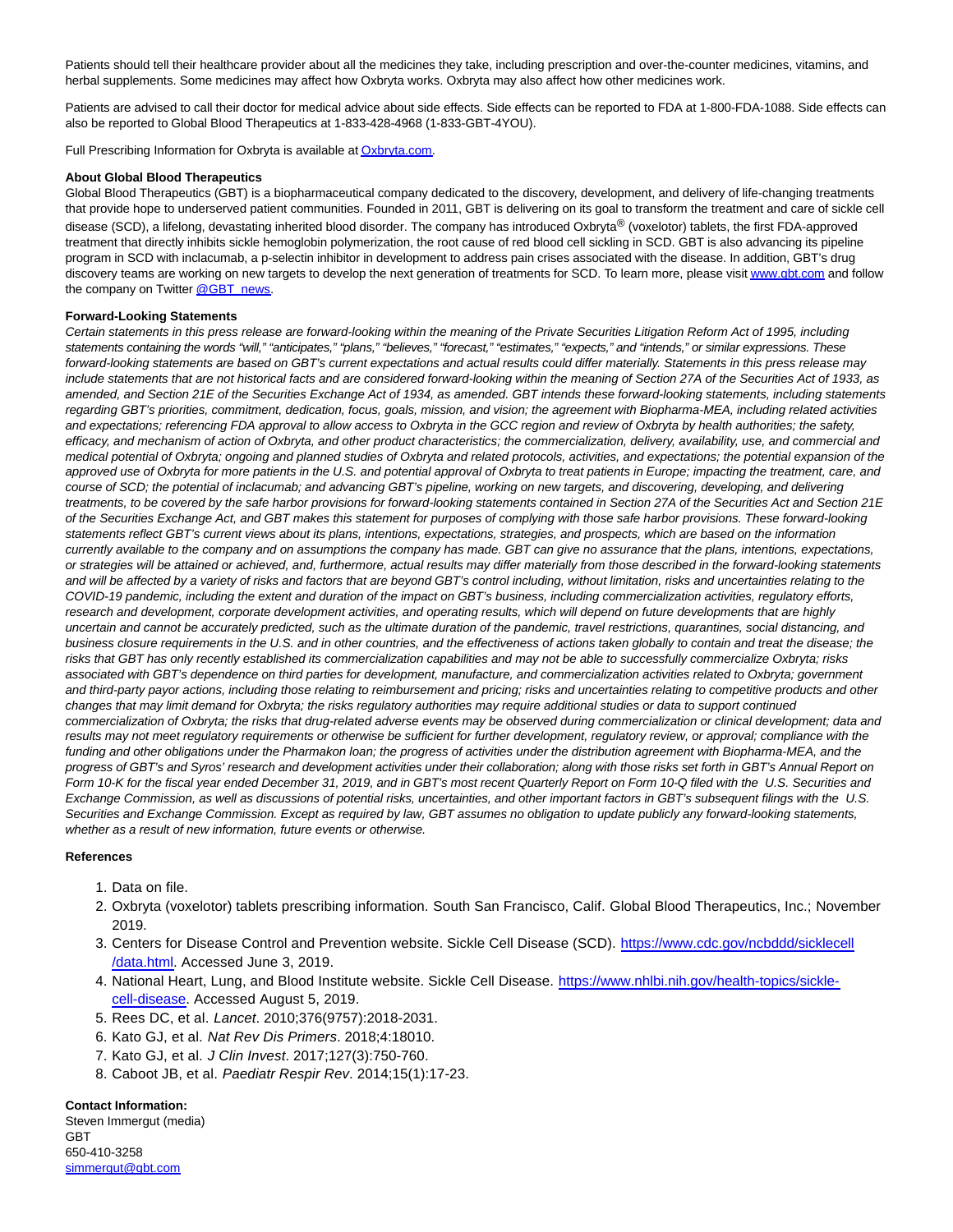Patients should tell their healthcare provider about all the medicines they take, including prescription and over-the-counter medicines, vitamins, and herbal supplements. Some medicines may affect how Oxbryta works. Oxbryta may also affect how other medicines work.

Patients are advised to call their doctor for medical advice about side effects. Side effects can be reported to FDA at 1-800-FDA-1088. Side effects can also be reported to Global Blood Therapeutics at 1-833-428-4968 (1-833-GBT-4YOU).

Full Prescribing Information for Oxbryta is available at Oxbryta.com.

**About Global Blood Therapeutics**

Global Blood Therapeutics (GBT) is a biopharmaceutical company dedicated to the discovery, development, and delivery of life-changing treatments that provide hope to underserved patient communities. Founded in 2011, GBT is delivering on its goal to transform the treatment and care of sickle cell disease (SCD), a lifelong, devastating inherited blood disorder. The company has introduced Oxbryta® (voxelotor) tablets, the first FDA-approved treatment that directly inhibits sickle hemoglobin polymerization, the root cause of red blood cell sickling in SCD. GBT is also advancing its pipeline program in SCD with inclacumab, a p-selectin inhibitor in development to address pain crises associated with the disease. In addition, GBT's drug discovery teams are working on new targets to develop the next generation of treatments for SCD. To learn more, please visit www.gbt.com and follow the company on Twitter @GBT_news.

**Forward-Looking Statements**

*Certain statements in this press release are forward-looking within the meaning of the Private Securities Litigation Reform Act of 1995, including statements containing the words "will," "anticipates," "plans," "believes," "forecast," "estimates," "expects," and "intends," or similar expressions. These forward-looking statements are based on GBT's current expectations and actual results could differ materially. Statements in this press release may include statements that are not historical facts and are considered forward-looking within the meaning of Section 27A of the Securities Act of 1933, as amended, and Section 21E of the Securities Exchange Act of 1934, as amended. GBT intends these forward-looking statements, including statements regarding GBT's priorities, commitment, dedication, focus, goals, mission, and vision; the agreement with Biopharma-MEA, including related activities and expectations; referencing FDA approval to allow access to Oxbryta in the GCC region and review of Oxbryta by health authorities; the safety, efficacy, and mechanism of action of Oxbryta, and other product characteristics; the commercialization, delivery, availability, use, and commercial and medical potential of Oxbryta; ongoing and planned studies of Oxbryta and related protocols, activities, and expectations; the potential expansion of the approved use of Oxbryta for more patients in the U.S. and potential approval of Oxbryta to treat patients in Europe; impacting the treatment, care, and course of SCD; the potential of inclacumab; and advancing GBT's pipeline, working on new targets, and discovering, developing, and delivering treatments, to be covered by the safe harbor provisions for forward-looking statements contained in Section 27A of the Securities Act and Section 21E of the Securities Exchange Act, and GBT makes this statement for purposes of complying with those safe harbor provisions. These forward-looking statements reflect GBT's current views about its plans, intentions, expectations, strategies, and prospects, which are based on the information currently available to the company and on assumptions the company has made. GBT can give no assurance that the plans, intentions, expectations, or strategies will be attained or achieved, and, furthermore, actual results may differ materially from those described in the forward-looking statements and will be affected by a variety of risks and factors that are beyond GBT's control including, without limitation, risks and uncertainties relating to the COVID-19 pandemic, including the extent and duration of the impact on GBT's business, including commercialization activities, regulatory efforts, research and development, corporate development activities, and operating results, which will depend on future developments that are highly uncertain and cannot be accurately predicted, such as the ultimate duration of the pandemic, travel restrictions, quarantines, social distancing, and business closure requirements in the U.S. and in other countries, and the effectiveness of actions taken globally to contain and treat the disease; the risks that GBT has only recently established its commercialization capabilities and may not be able to successfully commercialize Oxbryta; risks associated with GBT's dependence on third parties for development, manufacture, and commercialization activities related to Oxbryta; government and third-party payor actions, including those relating to reimbursement and pricing; risks and uncertainties relating to competitive products and other changes that may limit demand for Oxbryta; the risks regulatory authorities may require additional studies or data to support continued commercialization of Oxbryta; the risks that drug-related adverse events may be observed during commercialization or clinical development; data and results may not meet regulatory requirements or otherwise be sufficient for further development, regulatory review, or approval; compliance with the funding and other obligations under the Pharmakon loan; the progress of activities under the distribution agreement with Biopharma-MEA, and the progress of GBT's and Syros' research and development activities under their collaboration; along with those risks set forth in GBT's Annual Report on Form 10-K for the fiscal year ended December 31, 2019, and in GBT's most recent Quarterly Report on Form 10-Q filed with the U.S. Securities and Exchange Commission, as well as discussions of potential risks, uncertainties, and other important factors in GBT's subsequent filings with the U.S. Securities and Exchange Commission. Except as required by law, GBT assumes no obligation to update publicly any forward-looking statements, whether as a result of new information, future events or otherwise.*

**References**

1. Data on file.
2. Oxbryta (voxelotor) tablets prescribing information. South San Francisco, Calif. Global Blood Therapeutics, Inc.; November 2019.
3. Centers for Disease Control and Prevention website. Sickle Cell Disease (SCD). https://www.cdc.gov/ncbddd/sicklecell/data.html. Accessed June 3, 2019.
4. National Heart, Lung, and Blood Institute website. Sickle Cell Disease. https://www.nhlbi.nih.gov/health-topics/sickle-cell-disease. Accessed August 5, 2019.
5. Rees DC, et al. *Lancet*. 2010;376(9757):2018-2031.
6. Kato GJ, et al. *Nat Rev Dis Primers*. 2018;4:18010.
7. Kato GJ, et al. *J Clin Invest*. 2017;127(3):750-760.
8. Caboot JB, et al. *Paediatr Respir Rev*. 2014;15(1):17-23.

**Contact Information:**

Steven Immergut (media)
GBT
650-410-3258
simmergut@gbt.com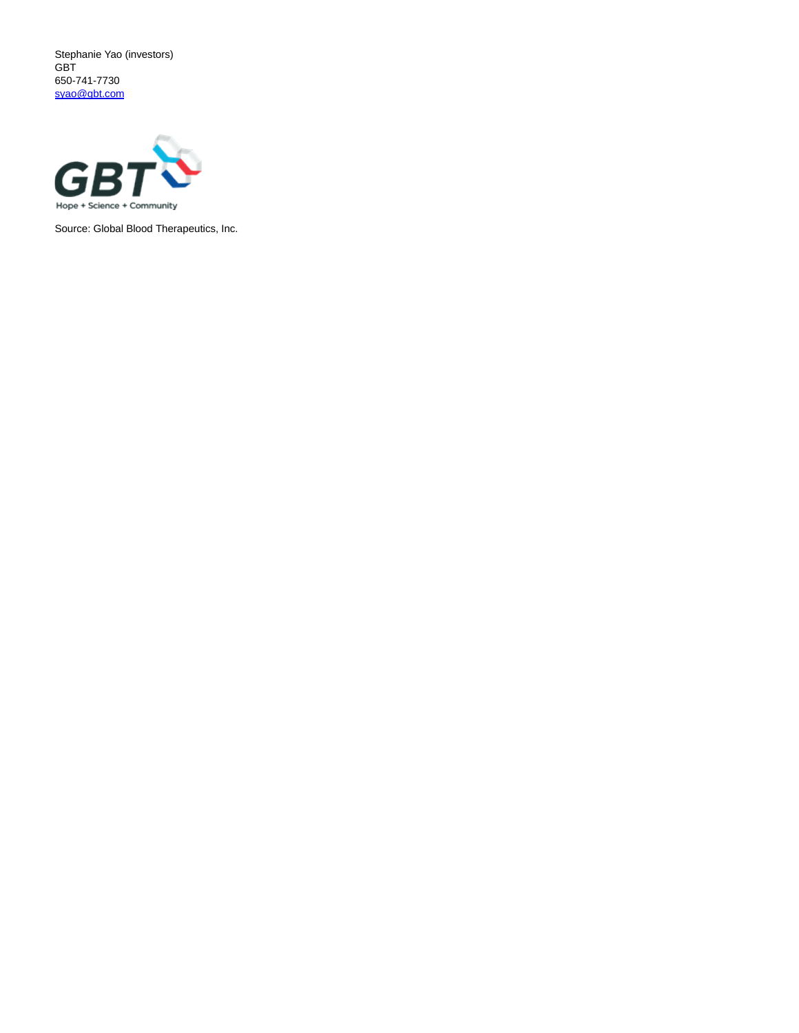Stephanie Yao (investors)
GBT
650-741-7730
syao@gbt.com

Source: Global Blood Therapeutics, Inc.